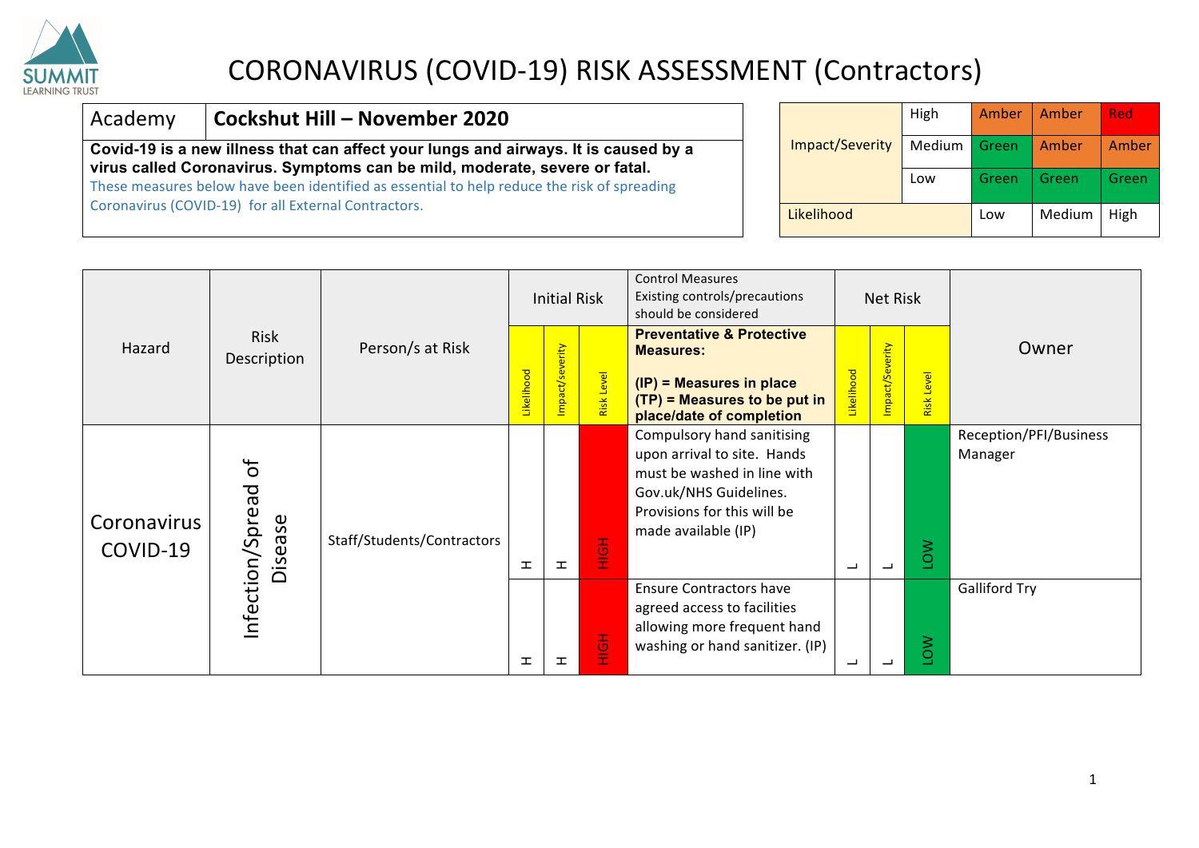# CORONAVIRUS (COVID-19) RISK ASSESSMENT (Contractors)

| Academy | **Cockshut Hill – November 2020** |
|---|---|
| **Covid-19 is a new illness that can affect your lungs and airways. It is caused by a virus called Coronavirus. Symptoms can be mild, moderate, severe or fatal.** These measures below have been identified as essential to help reduce the risk of spreading Coronavirus (COVID-19) for all External Contractors. | |

| Impact/Severity | High | Amber | Amber | Red |
|---|---|---|---|---|
| | Medium | Green | Amber | Amber |
| | Low | Green | Green | Green |
| Likelihood | | Low | Medium | High |

| Hazard | Risk Description | Person/s at Risk | Initial Risk | | | Control Measures<br>Existing controls/precautions should be considered | Net Risk | | | Owner |
|---|---|---|---|---|---|---|---|---|---|---|
| | | | Likelihood | Impact/severity | Risk Level | **Preventative & Protective Measures:**<br>**(IP) = Measures in place**<br>**(TP) = Measures to be put in place/date of completion** | Likelihood | Impact/Severity | Risk Level | |
| Coronavirus COVID-19 | Infection/Spread of Disease | Staff/Students/Contractors | H | H | HIGH | Compulsory hand sanitising upon arrival to site. Hands must be washed in line with Gov.uk/NHS Guidelines. Provisions for this will be made available (IP) | L | L | LOW | Reception/PFI/Business Manager |
| | | | H | H | HIGH | Ensure Contractors have agreed access to facilities allowing more frequent hand washing or hand sanitizer. (IP) | L | L | LOW | Galliford Try |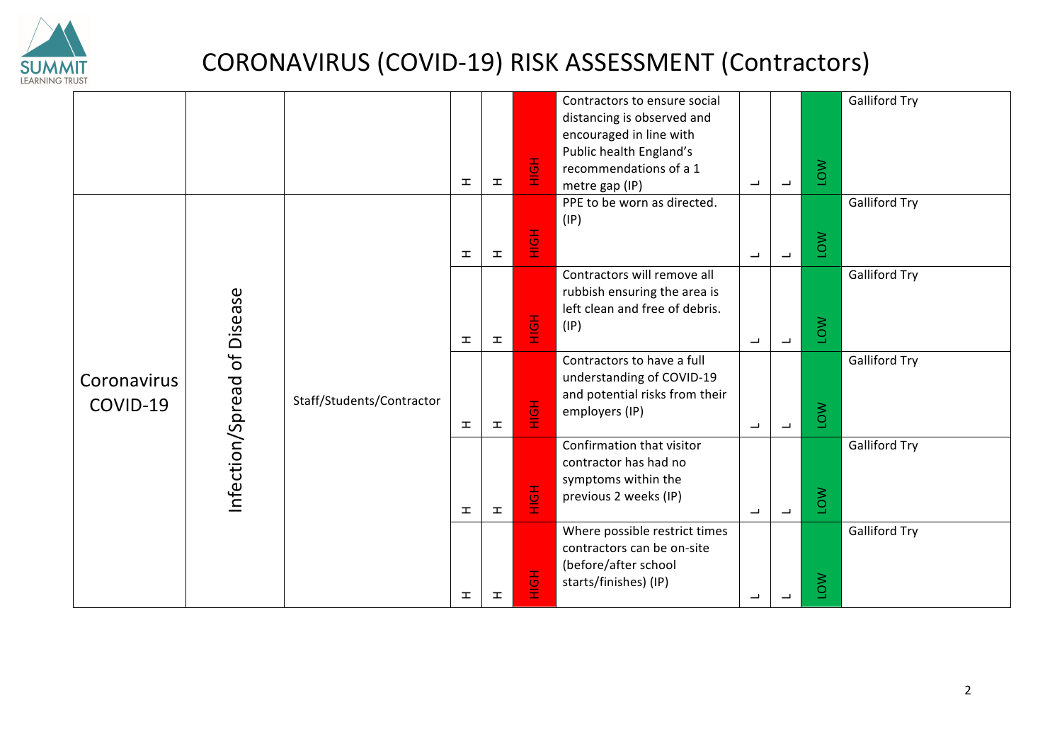# CORONAVIRUS (COVID-19) RISK ASSESSMENT (Contractors)

| | | | | | | | | | |
|---|---|---|---|---|---|---|---|---|---|
| | | | H | H | HIGH | Contractors to ensure social distancing is observed and encouraged in line with Public health England's recommendations of a 1 metre gap (IP) | L | L | LOW | Galliford Try |
| Coronavirus COVID-19 | Infection/Spread of Disease | Staff/Students/Contractor | H | H | HIGH | PPE to be worn as directed. (IP) | L | L | LOW | Galliford Try |
| | | | H | H | HIGH | Contractors will remove all rubbish ensuring the area is left clean and free of debris. (IP) | L | L | LOW | Galliford Try |
| | | | H | H | HIGH | Contractors to have a full understanding of COVID-19 and potential risks from their employers (IP) | L | L | LOW | Galliford Try |
| | | | H | H | HIGH | Confirmation that visitor contractor has had no symptoms within the previous 2 weeks (IP) | L | L | LOW | Galliford Try |
| | | | H | H | HIGH | Where possible restrict times contractors can be on-site (before/after school starts/finishes) (IP) | L | L | LOW | Galliford Try |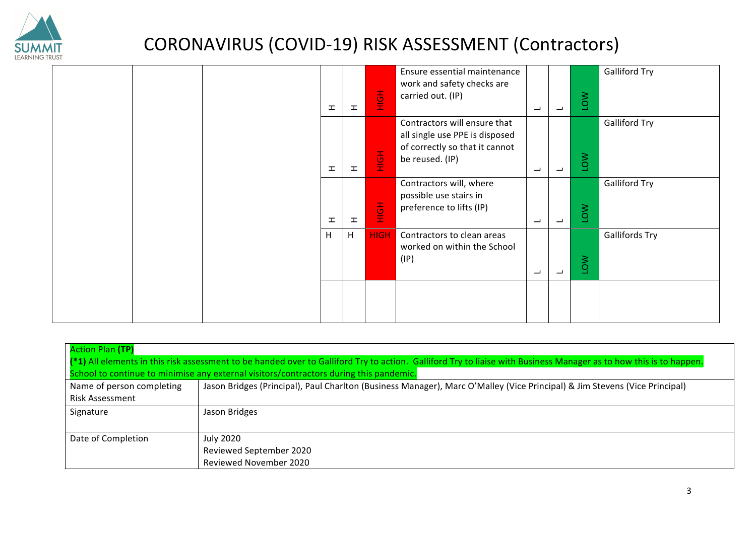# CORONAVIRUS (COVID-19) RISK ASSESSMENT (Contractors)

| | | | | | | | | | | |
|---|---|---|---|---|---|---|---|---|---|---|
| | | | H | H | HIGH | Ensure essential maintenance work and safety checks are carried out. (IP) | L | L | LOW | Galliford Try |
| | | | H | H | HIGH | Contractors will ensure that all single use PPE is disposed of correctly so that it cannot be reused. (IP) | L | L | LOW | Galliford Try |
| | | | H | H | HIGH | Contractors will, where possible use stairs in preference to lifts (IP) | L | L | LOW | Galliford Try |
| | | | H | H | HIGH | Contractors to clean areas worked on within the School (IP) | L | L | LOW | Gallifords Try |
| | | | | | | | | | | |

| Action Plan **(TP)** | |
|---|---|
| **(*1)** All elements in this risk assessment to be handed over to Galliford Try to action. Galliford Try to liaise with Business Manager as to how this is to happen. School to continue to minimise any external visitors/contractors during this pandemic. | |
| Name of person completing Risk Assessment | Jason Bridges (Principal), Paul Charlton (Business Manager), Marc O'Malley (Vice Principal) & Jim Stevens (Vice Principal) |
| Signature | Jason Bridges |
| Date of Completion | July 2020<br>Reviewed September 2020<br>Reviewed November 2020 |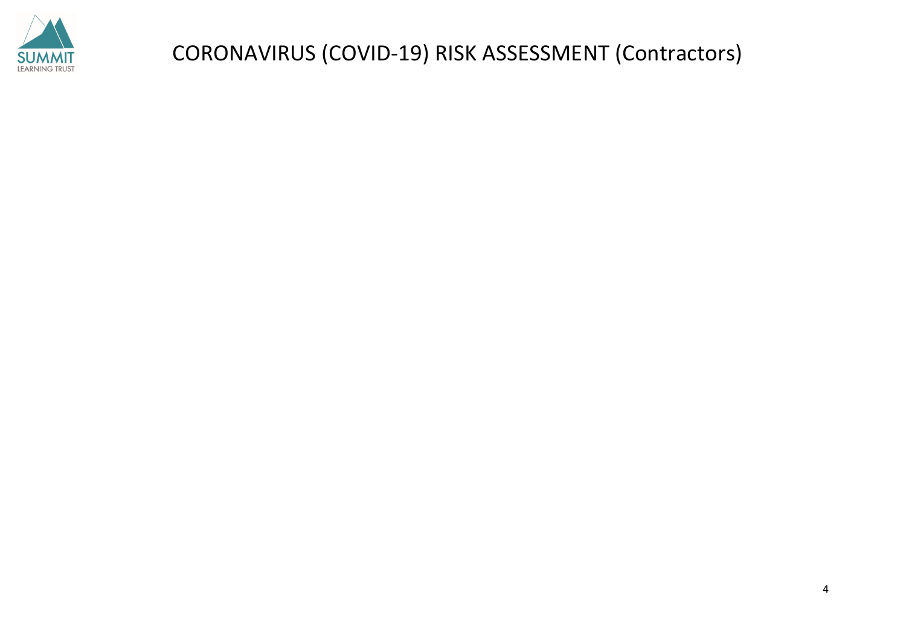SUMMIT
LEARNING TRUST

# CORONAVIRUS (COVID-19) RISK ASSESSMENT (Contractors)